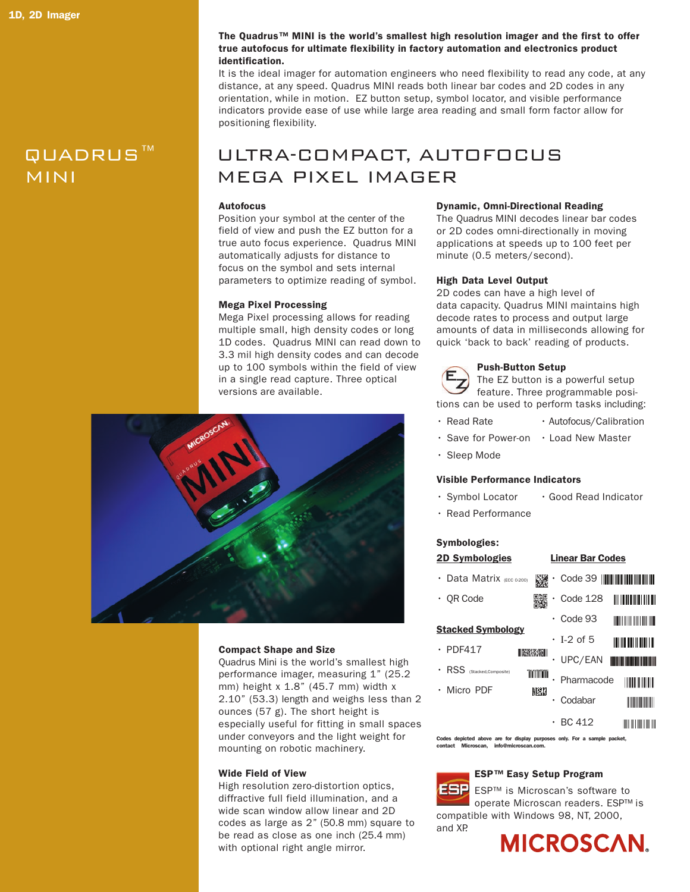1D, 2D Imager

# QUADRUS™ MINI

**The Quadrus™ MINI is the world's smallest high resolution imager and the first to offer true autofocus for ultimate flexibility in factory automation and electronics product identification.**

It is the ideal imager for automation engineers who need flexibility to read any code, at any distance, at any speed. Quadrus MINI reads both linear bar codes and 2D codes in any orientation, while in motion. EZ button setup, symbol locator, and visible performance indicators provide ease of use while large area reading and small form factor allow for positioning flexibility.

## ULTRA-COMPACT, AUTOFOCUS MEGA PIXEL IMAGER

### Autofocus

Position your symbol at the center of the field of view and push the EZ button for a true auto focus experience. Quadrus MINI automatically adjusts for distance to focus on the symbol and sets internal parameters to optimize reading of symbol.

### Mega Pixel Processing

Mega Pixel processing allows for reading multiple small, high density codes or long 1D codes. Quadrus MINI can read down to 3.3 mil high density codes and can decode up to 100 symbols within the field of view in a single read capture. Three optical versions are available.

### Compact Shape and Size

Quadrus Mini is the world's smallest high performance imager, measuring 1" (25.2 mm) height x 1.8" (45.7 mm) width x 2.10" (53.3) length and weighs less than 2 ounces (57 g). The short height is especially useful for fitting in small spaces under conveyors and the light weight for mounting on robotic machinery.

### Wide Field of View

High resolution zero-distortion optics, diffractive full field illumination, and a wide scan window allow linear and 2D codes as large as 2" (50.8 mm) square to be read as close as one inch (25.4 mm) with optional right angle mirror.

### Dynamic, Omni-Directional Reading

The Quadrus MINI decodes linear bar codes or 2D codes omni-directionally in moving applications at speeds up to 100 feet per minute (0.5 meters/second).

### High Data Level Output

2D codes can have a high level of data capacity. Quadrus MINI maintains high decode rates to process and output large amounts of data in milliseconds allowing for quick 'back to back' reading of products.

### Push-Button Setup

The EZ button is a powerful setup feature. Three programmable positions can be used to perform tasks including:

- Read Rate
- Autofocus/Calibration
- Save for Power-on
- Load New Master
- Sleep Mode

### Visible Performance Indicators

- Symbol Locator
- Good Read Indicator
- Read Performance

### Symbologies:

**2D Symbologies**

- Data Matrix (ECC 0-200)
- QR Code

**Stacked Symbology**

- PDF417
- RSS (Stacked,Composite)
- Micro PDF

**Linear Bar Codes**

- Code 39
- Code 128
- Code 93
- I-2 of 5
- UPC/EAN
- Pharmacode
- Codabar
- BC 412

**Codes depicted above are for display purposes only. For a sample packet, contact Microscan, info@microscan.com.**

### ESP™ Easy Setup Program

ESP™ is Microscan's software to operate Microscan readers. ESP™ is compatible with Windows 98, NT, 2000, and XP.

MICROSCAN.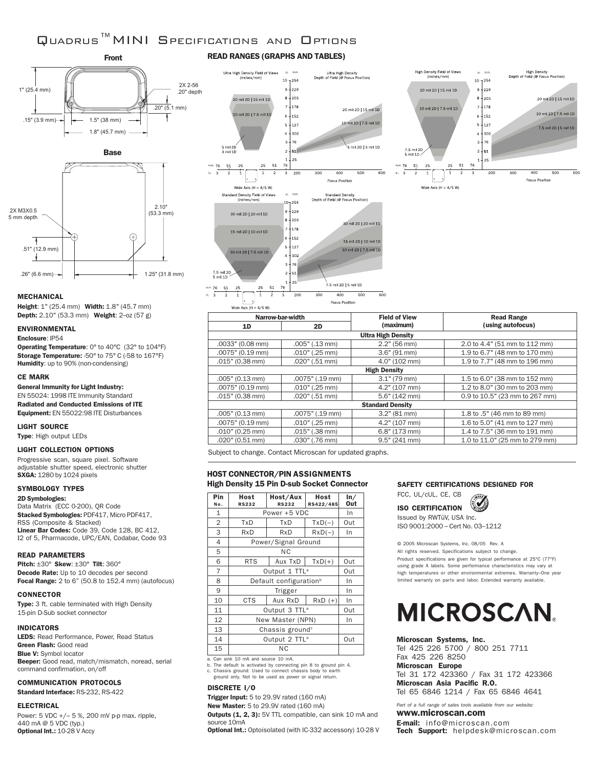# Quadrus™ MINI Specifications and Options

**Front**

1" (25.4 mm)
2X 2-56
.20" depth
.20" (5.1 mm)
.15" (3.9 mm)
1.5" (38 mm)
1.8" (45.7 mm)

**Base**

2X M3X0.5
5 mm depth
2.10"
(53.3 mm)
.51" (12.9 mm)
.26" (6.6 mm)
1.25" (31.8 mm)

## MECHANICAL

**Height**: 1" (25.4 mm) **Width:** 1.8" (45.7 mm)
**Depth:** 2.10" (53.3 mm) **Weight**: 2–oz (57 g)

## ENVIRONMENTAL

**Enclosure**: IP54
**Operating Temperature**: 0° to 40°C (32° to 104°F)
**Storage Temperature:** -50° to 75° C (-58 to 167°F)
**Humidity**: up to 90% (non-condensing)

## CE MARK

**General Immunity for Light Industry:**
EN 55024: 1998 ITE Immunity Standard
**Radiated and Conducted Emissions of ITE Equipment:** EN 55022:98 ITE Disturbances

## LIGHT SOURCE

**Type**: High output LEDs

## LIGHT COLLECTION OPTIONS

Progressive scan, square pixel. Software adjustable shutter speed, electronic shutter
**SXGA:** 1280 by 1024 pixels

## SYMBOLOGY TYPES

**2D Symbologies:**
Data Matrix (ECC 0-200), QR Code
**Stacked Symbologies:** PDF417, Micro PDF417, RSS (Composite & Stacked)
**Linear Bar Codes:** Code 39, Code 128, BC 412, I2 of 5, Pharmacode, UPC/EAN, Codabar, Code 93

## READ PARAMETERS

**Pitch:** ±30° **Skew**: ±30° **Tilt**: 360°
**Decode Rate:** Up to 10 decodes per second
**Focal Range:** 2 to 6" (50.8 to 152.4 mm) (autofocus)

## CONNECTOR

**Type:** 3 ft. cable terminated with High Density 15-pin D-Sub socket connector

## INDICATORS

**LEDS:** Read Performance, Power, Read Status
**Green Flash:** Good read
**Blue V:** Symbol locator
**Beeper:** Good read, match/mismatch, noread, serial command confirmation, on/off

## COMMUNICATION PROTOCOLS

**Standard Interface:** RS-232, RS-422

## ELECTRICAL

Power: 5 VDC +/– 5 %, 200 mV p-p max. ripple, 440 mA @ 5 VDC (typ.)
**Optional Int.:** 10-28 V Accy

## READ RANGES (GRAPHS AND TABLES)

Ultra High Density Field of Views (inches/mm)
20 mil 2D | 15 mil 1D
10 mil 2D | 7.5 mil 1D
5 mil 2D
3 mil 1D
Wide Axis (H = 4/5 W)

Ultra High Density Depth of Field (@ Focus Position)
20 mil 2D | 15 mil 1D
10 mil 2D | 7.5 mil 1D
5 mil 2D | 3 mil 1D
Focus Position

High Density Field of Views (inches/mm)
20 mil 2D | 15 mil 1D
10 mil 2D | 7.5 mil 1D
7.5 mil 2D
5 mil 1D
Wide Axis (H = 4/5 W)

High Density Depth of Field (@ Focus Position)
20 mil 2D | 15 mil 1D
10 mil 2D | 7.5 mil 1D
7.5 mil 2D | 5 mil 1D
Focus Position

Standard Density Field of Views (inches/mm)
30 mil 2D | 20 mil 1D
15 mil 2D | 10 mil 1D
10 mil 2D | 7.5 mil 1D
7.5 mil 2D
5 mil 1D
Wide Axis (H = 4/5 W)

Standard Density Depth of Field (@ Focus Position)
30 mil 2D | 20 mil 1D
15 mil 2D | 10 mil 1D
10 mil 2D | 7.5 mil 1D
7.5 mil 2D | 5 mil 1D
Focus Position

| Narrow-bar-width 1D | Narrow-bar-width 2D | Field of View (maximum) | Read Range (using autofocus) |
|---|---|---|---|
| **Ultra High Density** | | | |
| .0033" (0.08 mm) | .005" (.13 mm) | 2.2" (56 mm) | 2.0 to 4.4" (51 mm to 112 mm) |
| .0075" (0.19 mm) | .010" (.25 mm) | 3.6" (91 mm) | 1.9 to 6.7" (48 mm to 170 mm) |
| .015" (0.38 mm) | .020" (.51 mm) | 4.0" (102 mm) | 1.9 to 7.7" (48 mm to 196 mm) |
| **High Density** | | | |
| .005" (0.13 mm) | .0075" (.19 mm) | 3.1" (79 mm) | 1.5 to 6.0" (38 mm to 152 mm) |
| .0075" (0.19 mm) | .010" (.25 mm) | 4.2" (107 mm) | 1.2 to 8.0" (30 mm to 203 mm) |
| .015" (0.38 mm) | .020" (.51 mm) | 5.6" (142 mm) | 0.9 to 10.5" (23 mm to 267 mm) |
| **Standard Density** | | | |
| .005" (0.13 mm) | .0075" (.19 mm) | 3.2" (81 mm) | 1.8 to .5" (46 mm to 89 mm) |
| .0075" (0.19 mm) | .010" (.25 mm) | 4.2" (107 mm) | 1.6 to 5.0" (41 mm to 127 mm) |
| .010" (0.25 mm) | .015" (.38 mm) | 6.8" (173 mm) | 1.4 to 7.5" (36 mm to 191 mm) |
| .020" (0.51 mm) | .030" (.76 mm) | 9.5" (241 mm) | 1.0 to 11.0" (25 mm to 279 mm) |

Subject to change. Contact Microscan for updated graphs.

## HOST CONNECTOR/PIN ASSIGNMENTS

### High Density 15 Pin D-sub Socket Connector

| Pin No. | Host RS232 | Host/Aux RS232 | Host RS422/485 | In/Out |
|---|---|---|---|---|
| 1 | Power +5 VDC | | | In |
| 2 | TxD | TxD | TxD(–) | Out |
| 3 | RxD | RxD | RxD(–) | In |
| 4 | Power/Signal Ground | | | |
| 5 | NC | | | |
| 6 | RTS | Aux TxD | TxD(+) | Out |
| 7 | Output 1 TTL[a] | | | Out |
| 8 | Default configuration[b] | | | In |
| 9 | Trigger | | | In |
| 10 | CTS | Aux RxD | RxD (+) | In |
| 11 | Output 3 TTL[a] | | | Out |
| 12 | New Master (NPN) | | | In |
| 13 | Chassis ground[c] | | | |
| 14 | Output 2 TTL[a] | | | Out |
| 15 | NC | | | |

a. Can sink 10 mA and source 10 mA.
b. The default is activated by connecting pin 8 to ground pin 4.
c. Chassis ground: Used to connect chassis body to earth ground only. Not to be used as power or signal return.

## DISCRETE I/O

**Trigger Input:** 5 to 29.9V rated (160 mA)
**New Master:** 5 to 29.9V rated (160 mA)
**Outputs (1, 2, 3):** 5V TTL compatible, can sink 10 mA and source 10mA
**Optional Int.:** Optoisolated (with IC-332 accessory) 10-28 V

## SAFETY CERTIFICATIONS DESIGNED FOR

FCC, UL/cUL, CE, CB

## ISO CERTIFICATION

Issued by RWTüV, USA Inc.
ISO 9001:2000 – Cert No. 03–1212

© 2005 Microscan Systems, Inc. 08/05 Rev. A
All rights reserved. Specifications subject to change.
Product specifications are given for typical performance at 25°C (77°F) using grade A labels. Some performance characteristics may vary at high temperatures or other environmental extremes. Warranty–One year limited warranty on parts and labor. Extended warranty available.

**MICROSCAN**

**Microscan Systems, Inc.**
Tel 425 226 5700 / 800 251 7711
Fax 425 226 8250
**Microscan Europe**
Tel 31 172 423360 / Fax 31 172 423366
**Microscan Asia Pacific R.O.**
Tel 65 6846 1214 / Fax 65 6846 4641

*Part of a full range of sales tools available from our website:*
**www.microscan.com**
**E-mail:** info@microscan.com
**Tech Support:** helpdesk@microscan.com